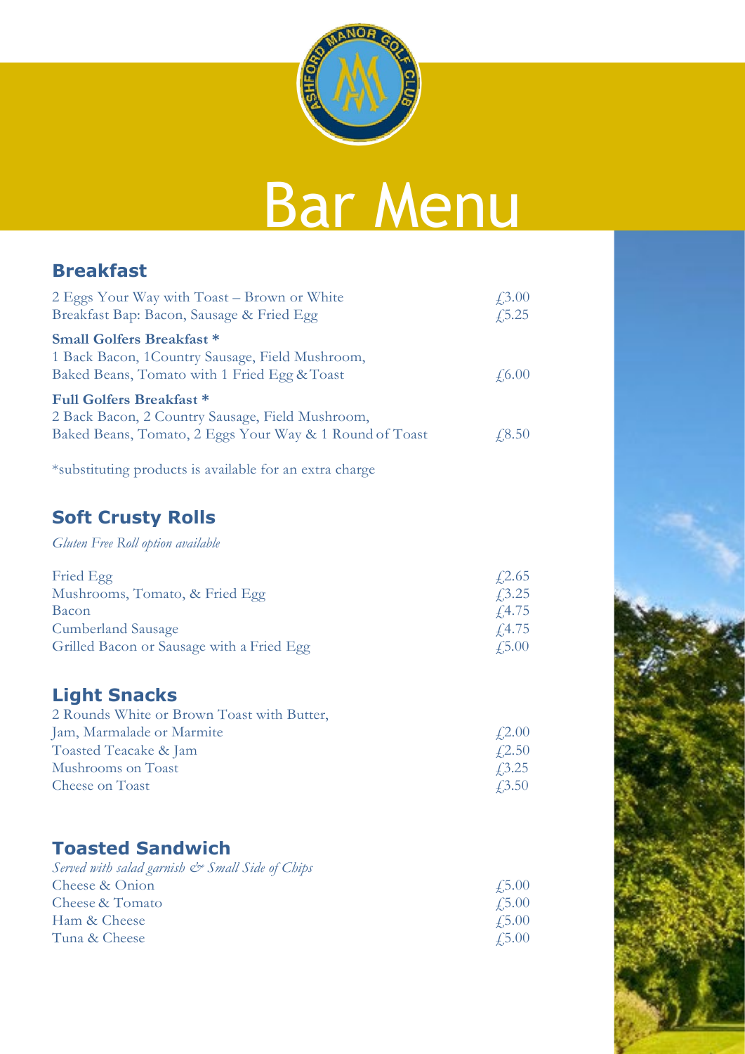# Bar Menu

## Breakfast

| | |
|---|---|
| 2 Eggs Your Way with Toast – Brown or White | £3.00 |
| Breakfast Bap: Bacon, Sausage & Fried Egg | £5.25 |
| **Small Golfers Breakfast *** <br> 1 Back Bacon, 1Country Sausage, Field Mushroom, Baked Beans, Tomato with 1 Fried Egg & Toast | £6.00 |
| **Full Golfers Breakfast *** <br> 2 Back Bacon, 2 Country Sausage, Field Mushroom, Baked Beans, Tomato, 2 Eggs Your Way & 1 Round of Toast | £8.50 |

*substituting products is available for an extra charge

## Soft Crusty Rolls

*Gluten Free Roll option available*

| | |
|---|---|
| Fried Egg | £2.65 |
| Mushrooms, Tomato, & Fried Egg | £3.25 |
| Bacon | £4.75 |
| Cumberland Sausage | £4.75 |
| Grilled Bacon or Sausage with a Fried Egg | £5.00 |

## Light Snacks

| | |
|---|---|
| 2 Rounds White or Brown Toast with Butter, Jam, Marmalade or Marmite | £2.00 |
| Toasted Teacake & Jam | £2.50 |
| Mushrooms on Toast | £3.25 |
| Cheese on Toast | £3.50 |

## Toasted Sandwich

*Served with salad garnish & Small Side of Chips*

| | |
|---|---|
| Cheese & Onion | £5.00 |
| Cheese & Tomato | £5.00 |
| Ham & Cheese | £5.00 |
| Tuna & Cheese | £5.00 |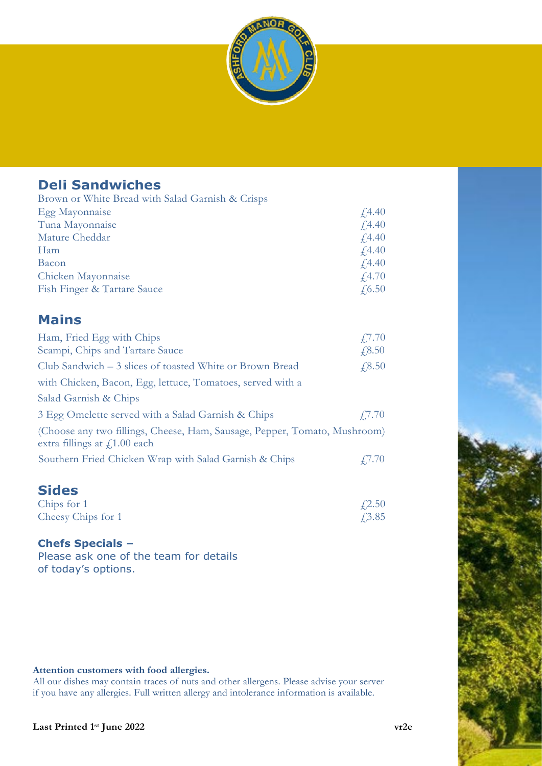## Deli Sandwiches

Brown or White Bread with Salad Garnish & Crisps

| | |
|---|---|
| Egg Mayonnaise | £4.40 |
| Tuna Mayonnaise | £4.40 |
| Mature Cheddar | £4.40 |
| Ham | £4.40 |
| Bacon | £4.40 |
| Chicken Mayonnaise | £4.70 |
| Fish Finger & Tartare Sauce | £6.50 |

## Mains

| | |
|---|---|
| Ham, Fried Egg with Chips | £7.70 |
| Scampi, Chips and Tartare Sauce | £8.50 |
| Club Sandwich – 3 slices of toasted White or Brown Bread with Chicken, Bacon, Egg, lettuce, Tomatoes, served with a Salad Garnish & Chips | £8.50 |
| 3 Egg Omelette served with a Salad Garnish & Chips (Choose any two fillings, Cheese, Ham, Sausage, Pepper, Tomato, Mushroom) extra fillings at £1.00 each | £7.70 |
| Southern Fried Chicken Wrap with Salad Garnish & Chips | £7.70 |

## Sides

| | |
|---|---|
| Chips for 1 | £2.50 |
| Cheesy Chips for 1 | £3.85 |

**Chefs Specials –**
Please ask one of the team for details of today's options.

**Attention customers with food allergies.**
All our dishes may contain traces of nuts and other allergens. Please advise your server if you have any allergies. Full written allergy and intolerance information is available.

**Last Printed 1st June 2022** **vr2e**